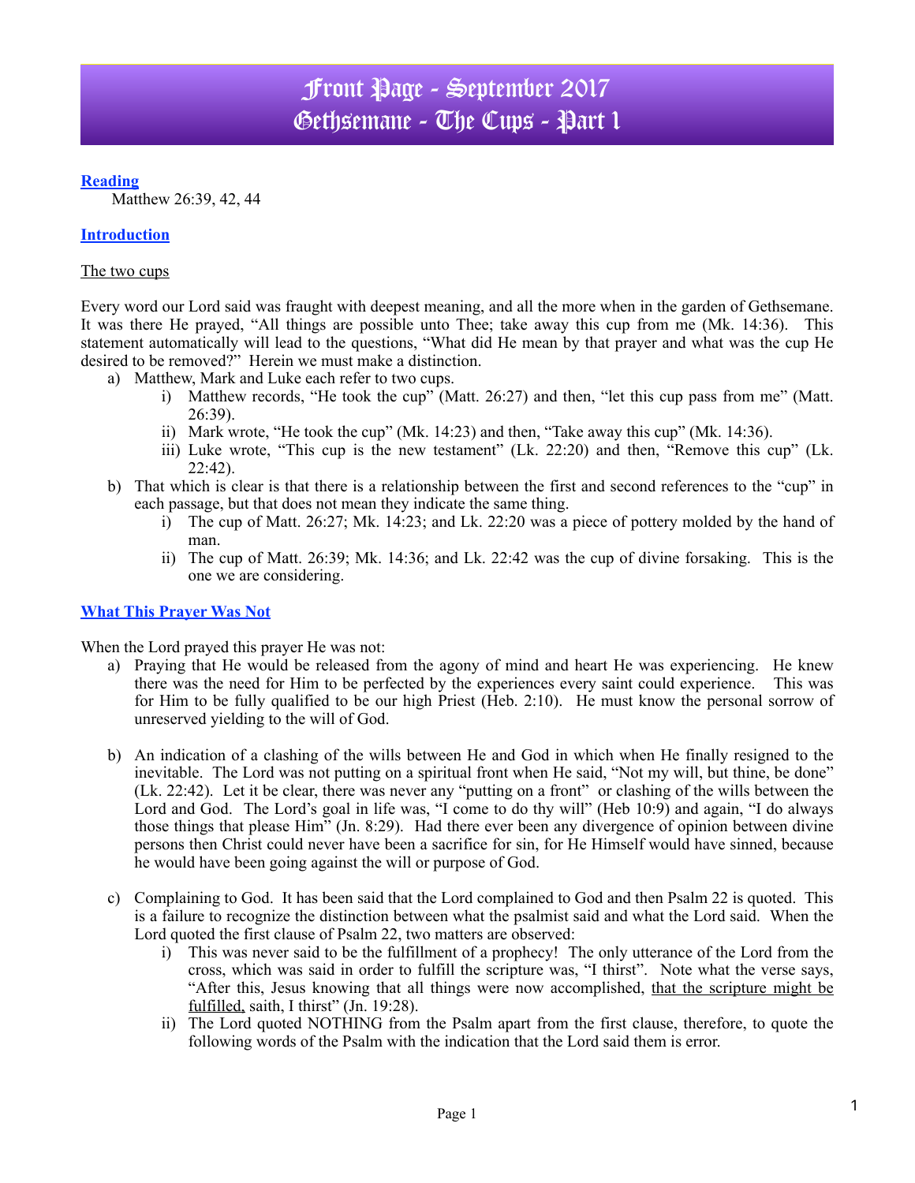# Front Page - September 2017
# Gethsemane - The Cups - Part 1

**Reading**

Matthew 26:39, 42, 44

**Introduction**

The two cups

Every word our Lord said was fraught with deepest meaning, and all the more when in the garden of Gethsemane. It was there He prayed, "All things are possible unto Thee; take away this cup from me (Mk. 14:36). This statement automatically will lead to the questions, "What did He mean by that prayer and what was the cup He desired to be removed?" Herein we must make a distinction.

a) Matthew, Mark and Luke each refer to two cups.
   i) Matthew records, "He took the cup" (Matt. 26:27) and then, "let this cup pass from me" (Matt. 26:39).
   ii) Mark wrote, "He took the cup" (Mk. 14:23) and then, "Take away this cup" (Mk. 14:36).
   iii) Luke wrote, "This cup is the new testament" (Lk. 22:20) and then, "Remove this cup" (Lk. 22:42).
b) That which is clear is that there is a relationship between the first and second references to the "cup" in each passage, but that does not mean they indicate the same thing.
   i) The cup of Matt. 26:27; Mk. 14:23; and Lk. 22:20 was a piece of pottery molded by the hand of man.
   ii) The cup of Matt. 26:39; Mk. 14:36; and Lk. 22:42 was the cup of divine forsaking. This is the one we are considering.

**What This Prayer Was Not**

When the Lord prayed this prayer He was not:

a) Praying that He would be released from the agony of mind and heart He was experiencing. He knew there was the need for Him to be perfected by the experiences every saint could experience. This was for Him to be fully qualified to be our high Priest (Heb. 2:10). He must know the personal sorrow of unreserved yielding to the will of God.

b) An indication of a clashing of the wills between He and God in which when He finally resigned to the inevitable. The Lord was not putting on a spiritual front when He said, "Not my will, but thine, be done" (Lk. 22:42). Let it be clear, there was never any "putting on a front" or clashing of the wills between the Lord and God. The Lord's goal in life was, "I come to do thy will" (Heb 10:9) and again, "I do always those things that please Him" (Jn. 8:29). Had there ever been any divergence of opinion between divine persons then Christ could never have been a sacrifice for sin, for He Himself would have sinned, because he would have been going against the will or purpose of God.

c) Complaining to God. It has been said that the Lord complained to God and then Psalm 22 is quoted. This is a failure to recognize the distinction between what the psalmist said and what the Lord said. When the Lord quoted the first clause of Psalm 22, two matters are observed:
   i) This was never said to be the fulfillment of a prophecy! The only utterance of the Lord from the cross, which was said in order to fulfill the scripture was, "I thirst". Note what the verse says, "After this, Jesus knowing that all things were now accomplished, <u>that the scripture might be fulfilled,</u> saith, I thirst" (Jn. 19:28).
   ii) The Lord quoted NOTHING from the Psalm apart from the first clause, therefore, to quote the following words of the Psalm with the indication that the Lord said them is error.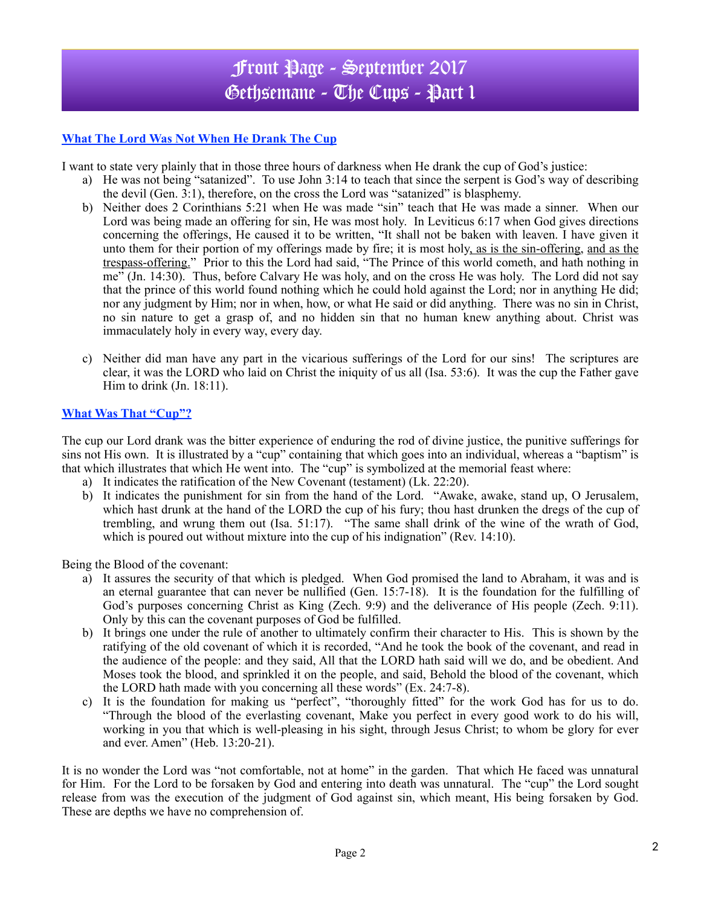# Front Page - September 2017
# Gethsemane - The Cups - Part 1

## What The Lord Was Not When He Drank The Cup

I want to state very plainly that in those three hours of darkness when He drank the cup of God's justice:

a) He was not being "satanized". To use John 3:14 to teach that since the serpent is God's way of describing the devil (Gen. 3:1), therefore, on the cross the Lord was "satanized" is blasphemy.

b) Neither does 2 Corinthians 5:21 when He was made "sin" teach that He was made a sinner. When our Lord was being made an offering for sin, He was most holy. In Leviticus 6:17 when God gives directions concerning the offerings, He caused it to be written, "It shall not be baken with leaven. I have given it unto them for their portion of my offerings made by fire; it is most holy, as is the sin-offering, and as the trespass-offering." Prior to this the Lord had said, "The Prince of this world cometh, and hath nothing in me" (Jn. 14:30). Thus, before Calvary He was holy, and on the cross He was holy. The Lord did not say that the prince of this world found nothing which he could hold against the Lord; nor in anything He did; nor any judgment by Him; nor in when, how, or what He said or did anything. There was no sin in Christ, no sin nature to get a grasp of, and no hidden sin that no human knew anything about. Christ was immaculately holy in every way, every day.

c) Neither did man have any part in the vicarious sufferings of the Lord for our sins! The scriptures are clear, it was the LORD who laid on Christ the iniquity of us all (Isa. 53:6). It was the cup the Father gave Him to drink (Jn. 18:11).

## What Was That "Cup"?

The cup our Lord drank was the bitter experience of enduring the rod of divine justice, the punitive sufferings for sins not His own. It is illustrated by a "cup" containing that which goes into an individual, whereas a "baptism" is that which illustrates that which He went into. The "cup" is symbolized at the memorial feast where:

a) It indicates the ratification of the New Covenant (testament) (Lk. 22:20).

b) It indicates the punishment for sin from the hand of the Lord. "Awake, awake, stand up, O Jerusalem, which hast drunk at the hand of the LORD the cup of his fury; thou hast drunken the dregs of the cup of trembling, and wrung them out (Isa. 51:17). "The same shall drink of the wine of the wrath of God, which is poured out without mixture into the cup of his indignation" (Rev. 14:10).

Being the Blood of the covenant:

a) It assures the security of that which is pledged. When God promised the land to Abraham, it was and is an eternal guarantee that can never be nullified (Gen. 15:7-18). It is the foundation for the fulfilling of God's purposes concerning Christ as King (Zech. 9:9) and the deliverance of His people (Zech. 9:11). Only by this can the covenant purposes of God be fulfilled.

b) It brings one under the rule of another to ultimately confirm their character to His. This is shown by the ratifying of the old covenant of which it is recorded, "And he took the book of the covenant, and read in the audience of the people: and they said, All that the LORD hath said will we do, and be obedient. And Moses took the blood, and sprinkled it on the people, and said, Behold the blood of the covenant, which the LORD hath made with you concerning all these words" (Ex. 24:7-8).

c) It is the foundation for making us "perfect", "thoroughly fitted" for the work God has for us to do. "Through the blood of the everlasting covenant, Make you perfect in every good work to do his will, working in you that which is well-pleasing in his sight, through Jesus Christ; to whom be glory for ever and ever. Amen" (Heb. 13:20-21).

It is no wonder the Lord was "not comfortable, not at home" in the garden. That which He faced was unnatural for Him. For the Lord to be forsaken by God and entering into death was unnatural. The "cup" the Lord sought release from was the execution of the judgment of God against sin, which meant, His being forsaken by God. These are depths we have no comprehension of.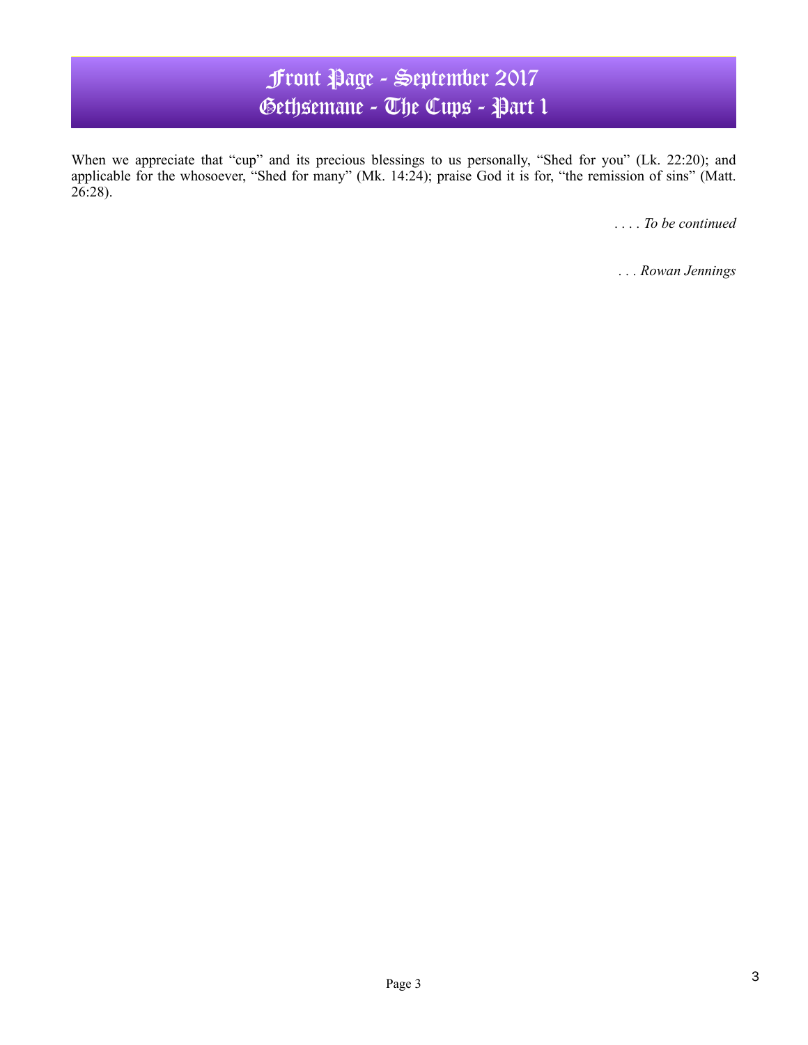# Front Page - September 2017
# Gethsemane - The Cups - Part 1

When we appreciate that "cup" and its precious blessings to us personally, "Shed for you" (Lk. 22:20); and applicable for the whosoever, "Shed for many" (Mk. 14:24); praise God it is for, "the remission of sins" (Matt. 26:28).

. . . . *To be continued*

. . . *Rowan Jennings*